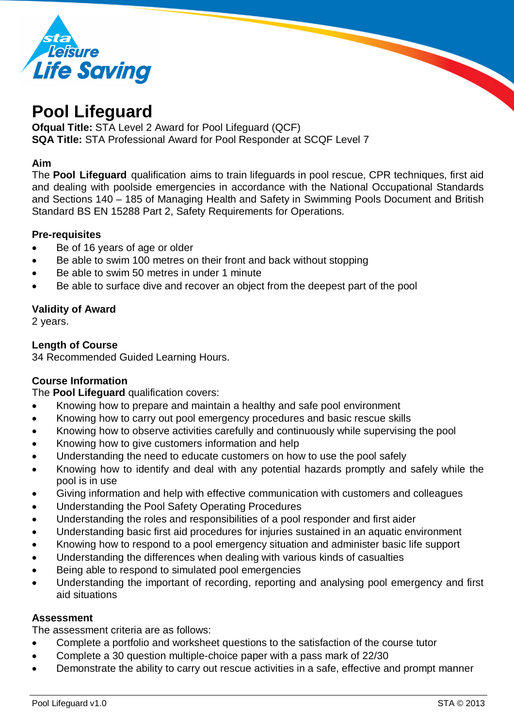# Pool Lifeguard

**Ofqual Title:** STA Level 2 Award for Pool Lifeguard (QCF)
**SQA Title:** STA Professional Award for Pool Responder at SCQF Level 7

### Aim

The **Pool Lifeguard** qualification aims to train lifeguards in pool rescue, CPR techniques, first aid and dealing with poolside emergencies in accordance with the National Occupational Standards and Sections 140 – 185 of Managing Health and Safety in Swimming Pools Document and British Standard BS EN 15288 Part 2, Safety Requirements for Operations.

### Pre-requisites

- Be of 16 years of age or older
- Be able to swim 100 metres on their front and back without stopping
- Be able to swim 50 metres in under 1 minute
- Be able to surface dive and recover an object from the deepest part of the pool

### Validity of Award

2 years.

### Length of Course

34 Recommended Guided Learning Hours.

### Course Information

The **Pool Lifeguard** qualification covers:

- Knowing how to prepare and maintain a healthy and safe pool environment
- Knowing how to carry out pool emergency procedures and basic rescue skills
- Knowing how to observe activities carefully and continuously while supervising the pool
- Knowing how to give customers information and help
- Understanding the need to educate customers on how to use the pool safely
- Knowing how to identify and deal with any potential hazards promptly and safely while the pool is in use
- Giving information and help with effective communication with customers and colleagues
- Understanding the Pool Safety Operating Procedures
- Understanding the roles and responsibilities of a pool responder and first aider
- Understanding basic first aid procedures for injuries sustained in an aquatic environment
- Knowing how to respond to a pool emergency situation and administer basic life support
- Understanding the differences when dealing with various kinds of casualties
- Being able to respond to simulated pool emergencies
- Understanding the important of recording, reporting and analysing pool emergency and first aid situations

### Assessment

The assessment criteria are as follows:

- Complete a portfolio and worksheet questions to the satisfaction of the course tutor
- Complete a 30 question multiple-choice paper with a pass mark of 22/30
- Demonstrate the ability to carry out rescue activities in a safe, effective and prompt manner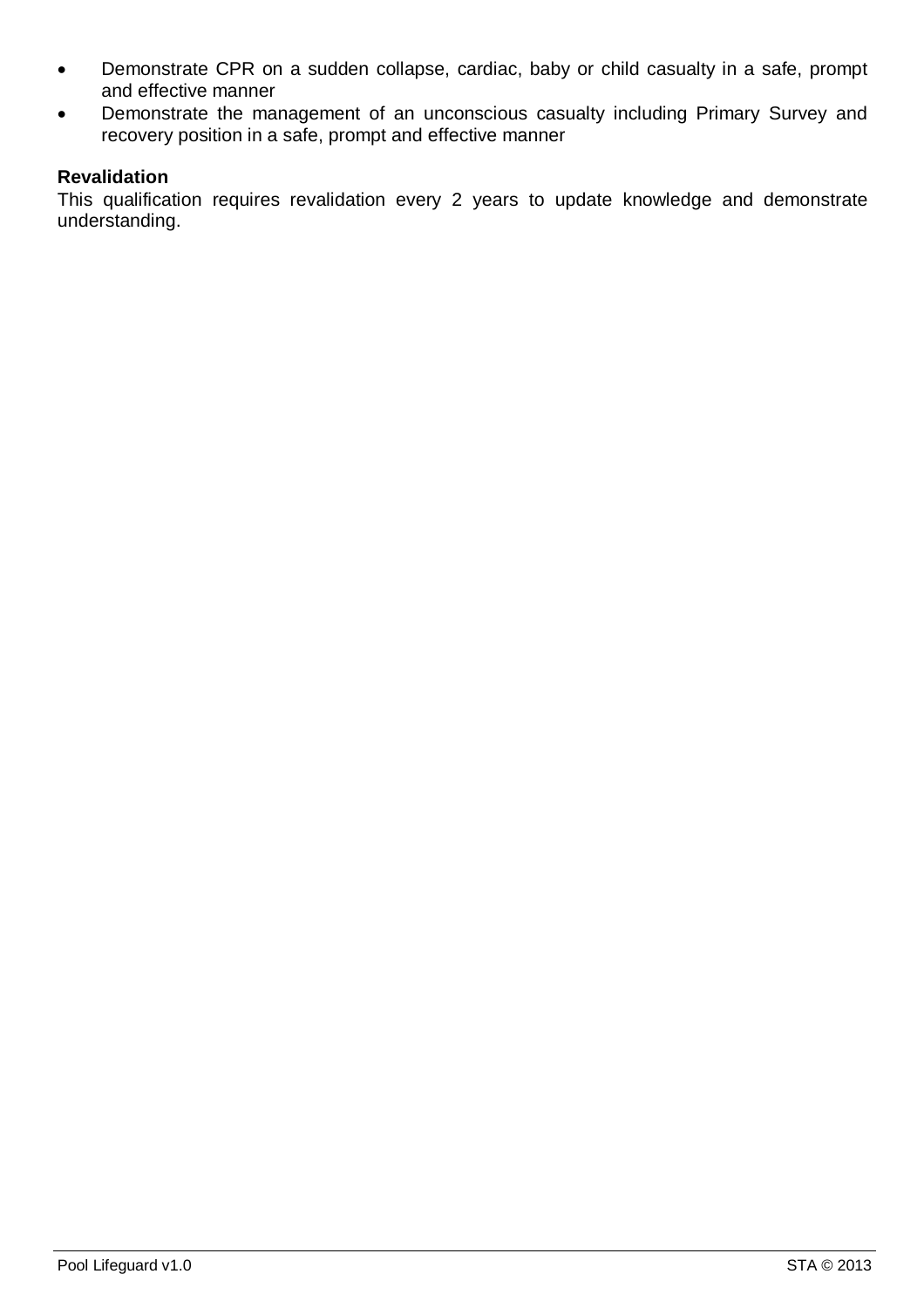- Demonstrate CPR on a sudden collapse, cardiac, baby or child casualty in a safe, prompt and effective manner
- Demonstrate the management of an unconscious casualty including Primary Survey and recovery position in a safe, prompt and effective manner

**Revalidation**

This qualification requires revalidation every 2 years to update knowledge and demonstrate understanding.